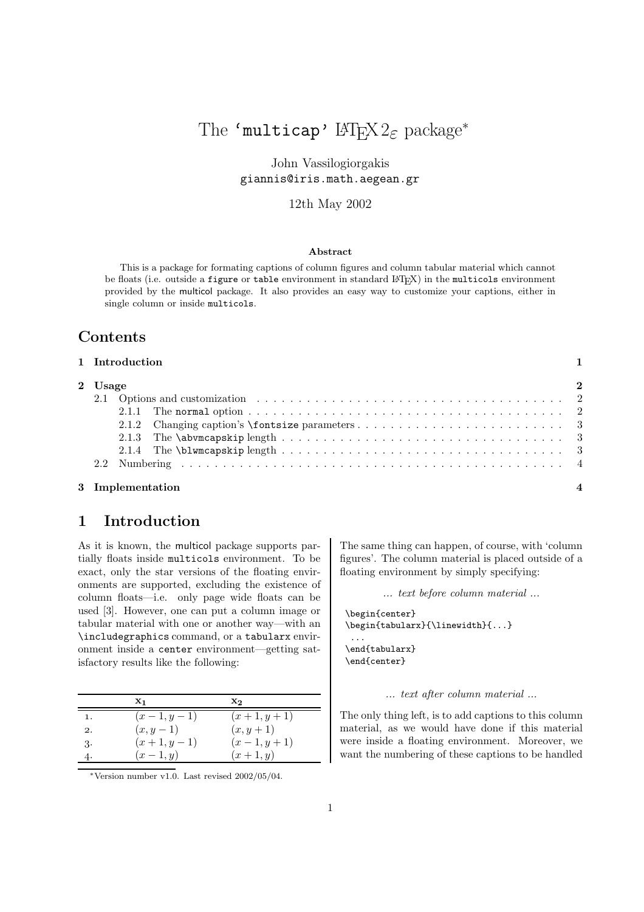# The 'multicap' $\LaTeX 2_\varepsilon$ package*

John Vassilogiorgakis
giannis@iris.math.aegean.gr

12th May 2002

**Abstract**

This is a package for formating captions of column figures and column tabular material which cannot be floats (i.e. outside a `figure` or `table` environment in standard LaTeX) in the `multicols` environment provided by the multicol package. It also provides an easy way to customize your captions, either in single column or inside `multicols`.

## Contents

- **1 Introduction** — 1
- **2 Usage** — 2
  - 2.1 Options and customization — 2
    - 2.1.1 The `normal` option — 2
    - 2.1.2 Changing caption's `\fontsize` parameters — 3
    - 2.1.3 The `\abvmcapskip` length — 3
    - 2.1.4 The `\blwmcapskip` length — 3
  - 2.2 Numbering — 4
- **3 Implementation** — 4

## 1 Introduction

As it is known, the multicol package supports partially floats inside `multicols` environment. To be exact, only the star versions of the floating environments are supported, excluding the existence of column floats—i.e. only page wide floats can be used [3]. However, one can put a column image or tabular material with one or another way—with an `\includegraphics` command, or a `tabularx` environment inside a `center` environment—getting satisfactory results like the following:

| | $\mathbf{x_1}$ | $\mathbf{x_2}$ |
|---|---|---|
| 1. | $(x-1, y-1)$ | $(x+1, y+1)$ |
| 2. | $(x, y-1)$ | $(x, y+1)$ |
| 3. | $(x+1, y-1)$ | $(x-1, y+1)$ |
| 4. | $(x-1, y)$ | $(x+1, y)$ |

The same thing can happen, of course, with 'column figures'. The column material is placed outside of a floating environment by simply specifying:

*... text before column material ...*

```
\begin{center}
\begin{tabularx}{\linewidth}{...}
 ...
\end{tabularx}
\end{center}
```

*... text after column material ...*

The only thing left, is to add captions to this column material, as we would have done if this material were inside a floating environment. Moreover, we want the numbering of these captions to be handled

*Version number v1.0. Last revised 2002/05/04.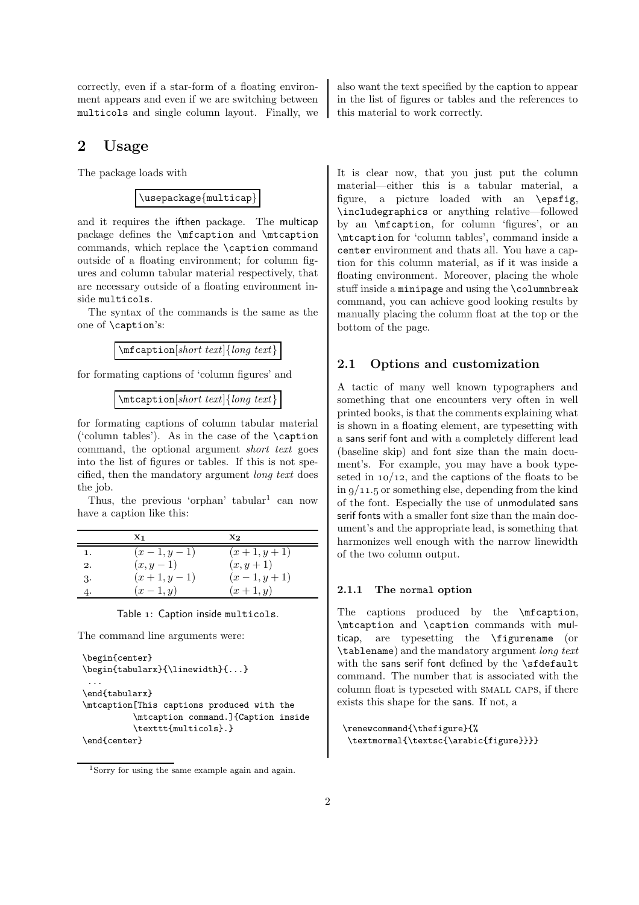correctly, even if a star-form of a floating environment appears and even if we are switching between `multicols` and single column layout. Finally, we also want the text specified by the caption to appear in the list of figures or tables and the references to this material to work correctly.

## 2 Usage

The package loads with

```
\usepackage{multicap}
```

and it requires the ifthen package. The multicap package defines the `\mfcaption` and `\mtcaption` commands, which replace the `\caption` command outside of a floating environment; for column figures and column tabular material respectively, that are necessary outside of a floating environment inside `multicols`.

The syntax of the commands is the same as the one of `\caption`'s:

`\mfcaption`[*short text*]{*long text*}

for formating captions of 'column figures' and

`\mtcaption`[*short text*]{*long text*}

for formating captions of column tabular material ('column tables'). As in the case of the `\caption` command, the optional argument *short text* goes into the list of figures or tables. If this is not specified, then the mandatory argument *long text* does the job.

Thus, the previous 'orphan' tabular[1] can now have a caption like this:

| | $\mathbf{x_1}$ | $\mathbf{x_2}$ |
|---|---|---|
| 1. | $(x-1, y-1)$ | $(x+1, y+1)$ |
| 2. | $(x, y-1)$ | $(x, y+1)$ |
| 3. | $(x+1, y-1)$ | $(x-1, y+1)$ |
| 4. | $(x-1, y)$ | $(x+1, y)$ |

Table 1: Caption inside `multicols`.

The command line arguments were:

```
\begin{center}
\begin{tabularx}{\linewidth}{...}
 ...
\end{tabularx}
\mtcaption[This captions produced with the
          \mtcaption command.]{Caption inside
          \texttt{multicols}.}
\end{center}
```

[1] Sorry for using the same example again and again.

It is clear now, that you just put the column material—either this is a tabular material, a figure, a picture loaded with an `\epsfig`, `\includegraphics` or anything relative—followed by an `\mfcaption`, for column 'figures', or an `\mtcaption` for 'column tables', command inside a `center` environment and thats all. You have a caption for this column material, as if it was inside a floating environment. Moreover, placing the whole stuff inside a `minipage` and using the `\columnbreak` command, you can achieve good looking results by manually placing the column float at the top or the bottom of the page.

### 2.1 Options and customization

A tactic of many well known typographers and something that one encounters very often in well printed books, is that the comments explaining what is shown in a floating element, are typesetting with a sans serif font and with a completely different lead (baseline skip) and font size than the main document's. For example, you may have a book typeseted in 10/12, and the captions of the floats to be in 9/11.5 or something else, depending from the kind of the font. Especially the use of unmodulated sans serif fonts with a smaller font size than the main document's and the appropriate lead, is something that harmonizes well enough with the narrow linewidth of the two column output.

#### 2.1.1 The `normal` option

The captions produced by the `\mfcaption`, `\mtcaption` and `\caption` commands with multicap, are typesetting the `\figurename` (or `\tablename`) and the mandatory argument *long text* with the sans serif font defined by the `\sfdefault` command. The number that is associated with the column float is typeseted with SMALL CAPS, if there exists this shape for the sans. If not, a

```
\renewcommand{\thefigure}{%
 \textmormal{\textsc{\arabic{figure}}}}
```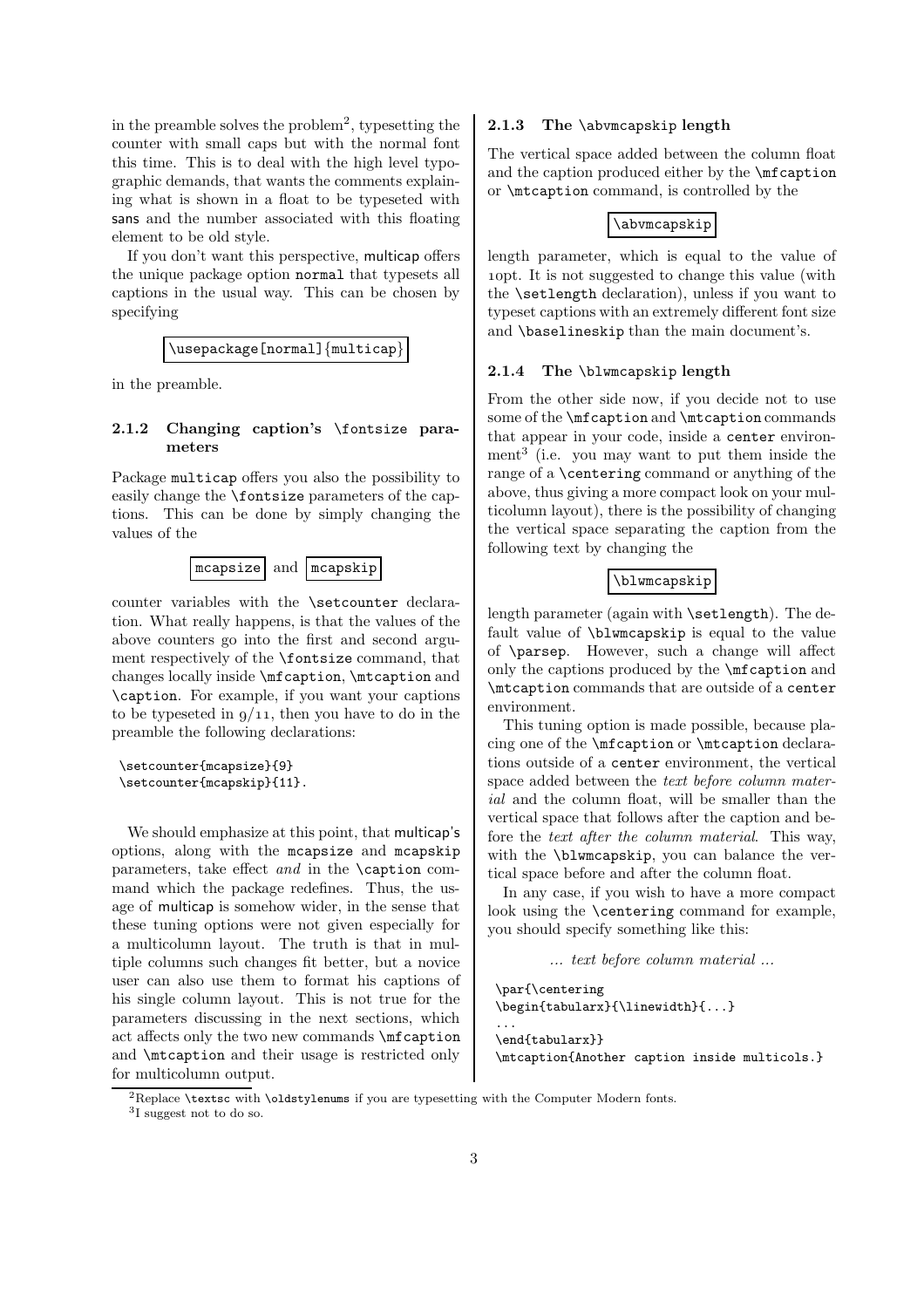in the preamble solves the problem[2], typesetting the counter with small caps but with the normal font this time. This is to deal with the high level typographic demands, that wants the comments explaining what is shown in a float to be typeseted with sans and the number associated with this floating element to be old style.

If you don't want this perspective, multicap offers the unique package option `normal` that typesets all captions in the usual way. This can be chosen by specifying

```
\usepackage[normal]{multicap}
```

in the preamble.

### 2.1.2 Changing caption's `\fontsize` parameters

Package `multicap` offers you also the possibility to easily change the `\fontsize` parameters of the captions. This can be done by simply changing the values of the

`mcapsize` and `mcapskip`

counter variables with the `\setcounter` declaration. What really happens, is that the values of the above counters go into the first and second argument respectively of the `\fontsize` command, that changes locally inside `\mfcaption`, `\mtcaption` and `\caption`. For example, if you want your captions to be typeseted in 9/11, then you have to do in the preamble the following declarations:

```
\setcounter{mcapsize}{9}
\setcounter{mcapskip}{11}.
```

We should emphasize at this point, that multicap's options, along with the `mcapsize` and `mcapskip` parameters, take effect *and* in the `\caption` command which the package redefines. Thus, the usage of multicap is somehow wider, in the sense that these tuning options were not given especially for a multicolumn layout. The truth is that in multiple columns such changes fit better, but a novice user can also use them to format his captions of his single column layout. This is not true for the parameters discussing in the next sections, which act affects only the two new commands `\mfcaption` and `\mtcaption` and their usage is restricted only for multicolumn output.

### 2.1.3 The `\abvmcapskip` length

The vertical space added between the column float and the caption produced either by the `\mfcaption` or `\mtcaption` command, is controlled by the

`\abvmcapskip`

length parameter, which is equal to the value of 10pt. It is not suggested to change this value (with the `\setlength` declaration), unless if you want to typeset captions with an extremely different font size and `\baselineskip` than the main document's.

### 2.1.4 The `\blwmcapskip` length

From the other side now, if you decide not to use some of the `\mfcaption` and `\mtcaption` commands that appear in your code, inside a `center` environment[3] (i.e. you may want to put them inside the range of a `\centering` command or anything of the above, thus giving a more compact look on your multicolumn layout), there is the possibility of changing the vertical space separating the caption from the following text by changing the

`\blwmcapskip`

length parameter (again with `\setlength`). The default value of `\blwmcapskip` is equal to the value of `\parsep`. However, such a change will affect only the captions produced by the `\mfcaption` and `\mtcaption` commands that are outside of a `center` environment.

This tuning option is made possible, because placing one of the `\mfcaption` or `\mtcaption` declarations outside of a `center` environment, the vertical space added between the *text before column material* and the column float, will be smaller than the vertical space that follows after the caption and before the *text after the column material*. This way, with the `\blwmcapskip`, you can balance the vertical space before and after the column float.

In any case, if you wish to have a more compact look using the `\centering` command for example, you should specify something like this:

*... text before column material ...*

```
\par{\centering
\begin{tabularx}{\linewidth}{...}
...
\end{tabularx}}
\mtcaption{Another caption inside multicols.}
```

[2] Replace `\textsc` with `\oldstylenums` if you are typesetting with the Computer Modern fonts.

[3] I suggest not to do so.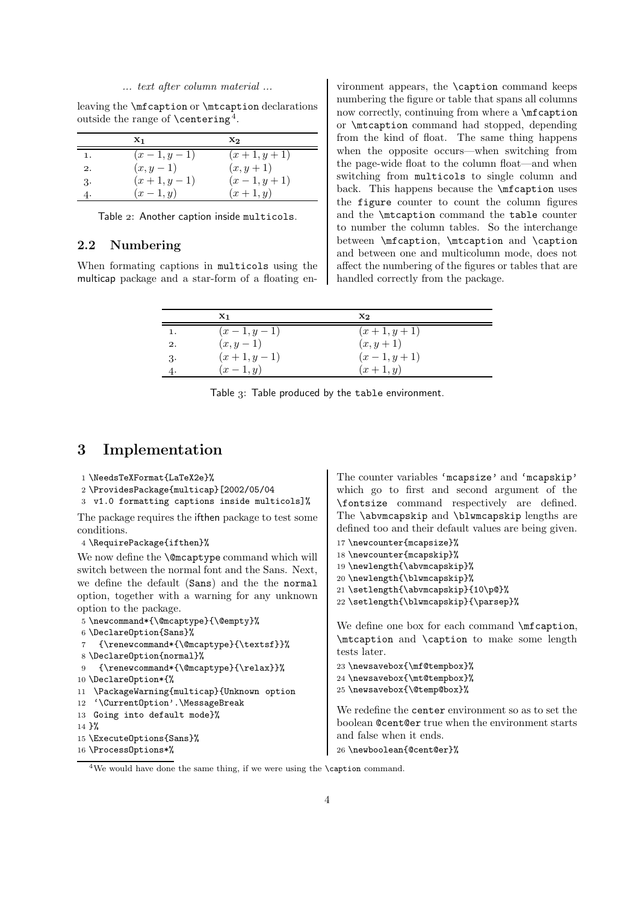*... text after column material ...*

leaving the `\mfcaption` or `\mtcaption` declarations outside the range of `\centering`[4].

| | $\mathbf{x_1}$ | $\mathbf{x_2}$ |
|---|---|---|
| 1. | $(x-1, y-1)$ | $(x+1, y+1)$ |
| 2. | $(x, y-1)$ | $(x, y+1)$ |
| 3. | $(x+1, y-1)$ | $(x-1, y+1)$ |
| 4. | $(x-1, y)$ | $(x+1, y)$ |

Table 2: Another caption inside multicols.

### 2.2 Numbering

When formating captions in `multicols` using the multicap package and a star-form of a floating environment appears, the `\caption` command keeps numbering the figure or table that spans all columns now correctly, continuing from where a `\mfcaption` or `\mtcaption` command had stopped, depending from the kind of float. The same thing happens when the opposite occurs—when switching from the page-wide float to the column float—and when switching from `multicols` to single column and back. This happens because the `\mfcaption` uses the `figure` counter to count the column figures and the `\mtcaption` command the `table` counter to number the column tables. So the interchange between `\mfcaption`, `\mtcaption` and `\caption` and between one and multicolumn mode, does not affect the numbering of the figures or tables that are handled correctly from the package.

| | $\mathbf{x_1}$ | $\mathbf{x_2}$ |
|---|---|---|
| 1. | $(x-1, y-1)$ | $(x+1, y+1)$ |
| 2. | $(x, y-1)$ | $(x, y+1)$ |
| 3. | $(x+1, y-1)$ | $(x-1, y+1)$ |
| 4. | $(x-1, y)$ | $(x+1, y)$ |

Table 3: Table produced by the `table` environment.

## 3 Implementation

```
1 \NeedsTeXFormat{LaTeX2e}%
2 \ProvidesPackage{multicap}[2002/05/04
3  v1.0 formatting captions inside multicols]%
```

The package requires the ifthen package to test some conditions.

```
4 \RequirePackage{ifthen}%
```

We now define the `\@mcaptype` command which will switch between the normal font and the Sans. Next, we define the default (`Sans`) and the the `normal` option, together with a warning for any unknown option to the package.

```
5 \newcommand*{\@mcaptype}{\@empty}%
6 \DeclareOption{Sans}%
7   {\renewcommand*{\@mcaptype}{\textsf}}%
8 \DeclareOption{normal}%
9   {\renewcommand*{\@mcaptype}{\relax}}%
10 \DeclareOption*{%
11  \PackageWarning{multicap}{Unknown option
12  '\CurrentOption'.\MessageBreak
13  Going into default mode}%
14 }%
15 \ExecuteOptions{Sans}%
16 \ProcessOptions*%
```

The counter variables `'mcapsize'` and `'mcapskip'` which go to first and second argument of the `\fontsize` command respectively are defined. The `\abvmcapskip` and `\blwmcapskip` lengths are defined too and their default values are being given.

```
17 \newcounter{mcapsize}%
18 \newcounter{mcapskip}%
19 \newlength{\abvmcapskip}%
20 \newlength{\blwmcapskip}%
21 \setlength{\abvmcapskip}{10\p@}%
22 \setlength{\blwmcapskip}{\parsep}%
```

We define one box for each command `\mfcaption`, `\mtcaption` and `\caption` to make some length tests later.

```
23 \newsavebox{\mf@tempbox}%
24 \newsavebox{\mt@tempbox}%
25 \newsavebox{\@temp@box}%
```

We redefine the `center` environment so as to set the boolean `@cent@er` true when the environment starts and false when it ends.

```
26 \newboolean{@cent@er}%
```

[4]We would have done the same thing, if we were using the `\caption` command.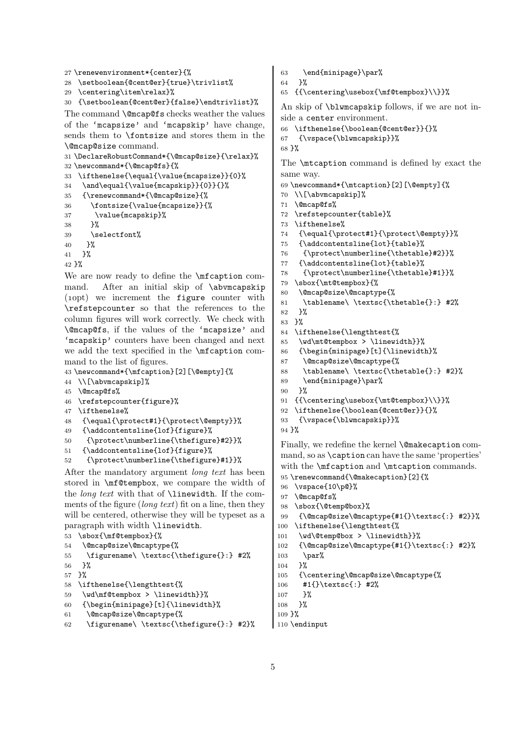```
27 \renewenvironment*{center}{%
28  \setboolean{@cent@er}{true}\trivlist%
29  \centering\item\relax}%
30  {\setboolean{@cent@er}{false}\endtrivlist}%
```

The command `\@mcap@fs` checks weather the values of the 'mcapsize' and 'mcapskip' have change, sends them to `\fontsize` and stores them in the `\@mcap@size` command.

```
31 \DeclareRobustCommand*{\@mcap@size}{\relax}%
32 \newcommand*{\@mcap@fs}{%
33  \ifthenelse{\equal{\value{mcapsize}}{0}%
34   \and\equal{\value{mcapskip}}{0}}{}%
35   {\renewcommand*{\@mcap@size}{%
36     \fontsize{\value{mcapsize}}{%
37      \value{mcapskip}%
38     }%
39     \selectfont%
40    }%
41   }%
42 }%
```

We are now ready to define the `\mfcaption` command. After an initial skip of `\abvmcapskip` (10pt) we increment the `figure` counter with `\refstepcounter` so that the references to the column figures will work correctly. We check with `\@mcap@fs`, if the values of the 'mcapsize' and 'mcapskip' counters have been changed and next we add the text specified in the `\mfcaption` command to the list of figures.

```
43 \newcommand*{\mfcaption}[2][\@empty]{%
44  \\[\abvmcapskip]%
45  \@mcap@fs%
46  \refstepcounter{figure}%
47  \ifthenelse%
48   {\equal{\protect#1}{\protect\@empty}}%
49   {\addcontentsline{lof}{figure}%
50    {\protect\numberline{\thefigure}#2}}%
51   {\addcontentsline{lof}{figure}%
52    {\protect\numberline{\thefigure}#1}}%
```

After the mandatory argument *long text* has been stored in `\mf@tempbox`, we compare the width of the *long text* with that of `\linewidth`. If the comments of the figure (*long text*) fit on a line, then they will be centered, otherwise they will be typeset as a paragraph with width `\linewidth`.

```
53  \sbox{\mf@tempbox}{%
54   \@mcap@size\@mcaptype{%
55    \figurename\ \textsc{\thefigure{}:} #2%
56   }%
57  }%
58  \ifthenelse{\lengthtest{%
59   \wd\mf@tempbox > \linewidth}}%
60   {\begin{minipage}[t]{\linewidth}%
61    \@mcap@size\@mcaptype{%
62    \figurename\ \textsc{\thefigure{}:} #2}%
63    \end{minipage}\par%
64   }%
65  {{\centering\usebox{\mf@tempbox}\\}}%
```

An skip of `\blwmcapskip` follows, if we are not inside a `center` environment.

```
66  \ifthenelse{\boolean{@cent@er}}{}%
67   {\vspace{\blwmcapskip}}%
68 }%
```

The `\mtcaption` command is defined by exact the same way.

```
69 \newcommand*{\mtcaption}[2][\@empty]{%
70  \\[\abvmcapskip]%
71  \@mcap@fs%
72  \refstepcounter{table}%
73  \ifthenelse%
74   {\equal{\protect#1}{\protect\@empty}}%
75   {\addcontentsline{lot}{table}%
76    {\protect\numberline{\thetable}#2}}%
77   {\addcontentsline{lot}{table}%
78    {\protect\numberline{\thetable}#1}}%
79  \sbox{\mt@tempbox}{%
80   \@mcap@size\@mcaptype{%
81    \tablename\ \textsc{\thetable{}:} #2%
82   }%
83  }%
84  \ifthenelse{\lengthtest{%
85   \wd\mt@tempbox > \linewidth}}%
86   {\begin{minipage}[t]{\linewidth}%
87    \@mcap@size\@mcaptype{%
88    \tablename\ \textsc{\thetable{}:} #2}%
89    \end{minipage}\par%
90   }%
91  {{\centering\usebox{\mt@tempbox}\\}}%
92  \ifthenelse{\boolean{@cent@er}}{}%
93   {\vspace{\blwmcapskip}}%
94 }%
```

Finally, we redefine the kernel `\@makecaption` command, so as `\caption` can have the same 'properties' with the `\mfcaption` and `\mtcaption` commands.

```
95 \renewcommand{\@makecaption}[2]{%
96  \vspace{10\p@}%
97  \@mcap@fs%
98  \sbox{\@temp@box}%
99   {\@mcap@size\@mcaptype{#1{}\textsc{:} #2}}%
100  \ifthenelse{\lengthtest{%
101   \wd\@temp@box > \linewidth}}%
102   {\@mcap@size\@mcaptype{#1{}\textsc{:} #2}%
103    \par%
104   }%
105   {\centering\@mcap@size\@mcaptype{%
106     #1{}\textsc{:} #2%
107    }%
108   }%
109 }%
110 \endinput
```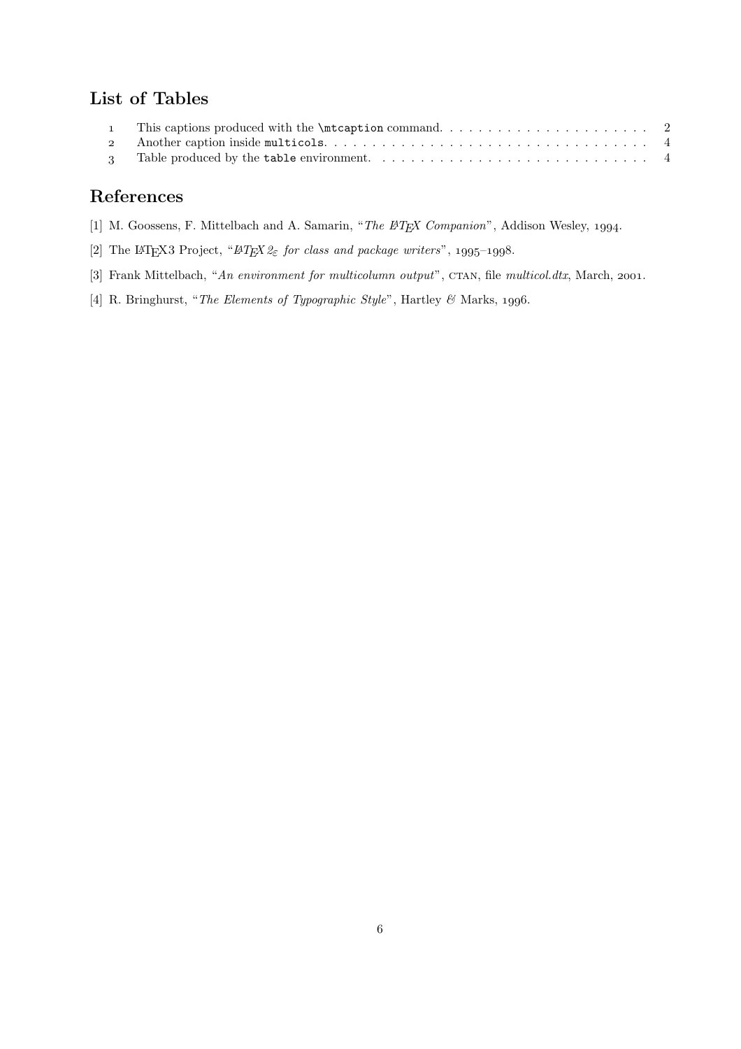## List of Tables

1 This captions produced with the \mtcaption command. . . . . . . . . . . . . . . . . . . . . . 2
2 Another caption inside multicols. . . . . . . . . . . . . . . . . . . . . . . . . . . . . . . . . . . . 4
3 Table produced by the table environment. . . . . . . . . . . . . . . . . . . . . . . . . . . . . 4

## References

[1] M. Goossens, F. Mittelbach and A. Samarin, "*The LaTeX Companion*", Addison Wesley, 1994.

[2] The LaTeX3 Project, "*LaTeX 2ε for class and package writers*", 1995–1998.

[3] Frank Mittelbach, "*An environment for multicolumn output*", CTAN, file *multicol.dtx*, March, 2001.

[4] R. Bringhurst, "*The Elements of Typographic Style*", Hartley & Marks, 1996.